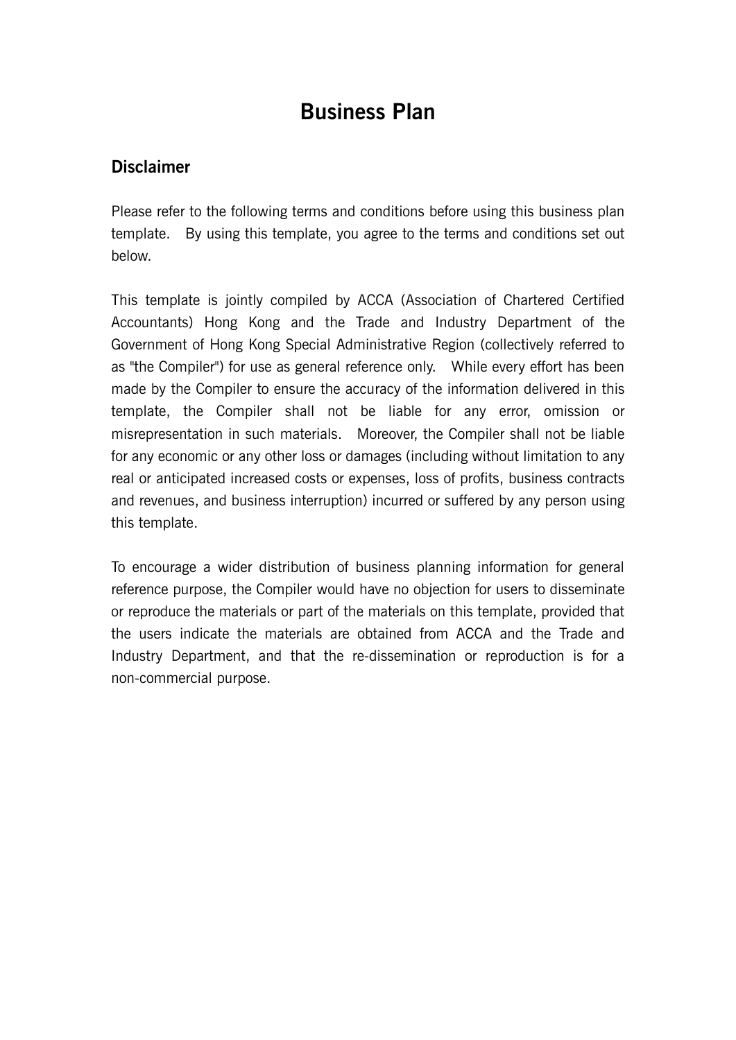# Business Plan

## Disclaimer

Please refer to the following terms and conditions before using this business plan template. By using this template, you agree to the terms and conditions set out below.

This template is jointly compiled by ACCA (Association of Chartered Certified Accountants) Hong Kong and the Trade and Industry Department of the Government of Hong Kong Special Administrative Region (collectively referred to as "the Compiler") for use as general reference only. While every effort has been made by the Compiler to ensure the accuracy of the information delivered in this template, the Compiler shall not be liable for any error, omission or misrepresentation in such materials. Moreover, the Compiler shall not be liable for any economic or any other loss or damages (including without limitation to any real or anticipated increased costs or expenses, loss of profits, business contracts and revenues, and business interruption) incurred or suffered by any person using this template.

To encourage a wider distribution of business planning information for general reference purpose, the Compiler would have no objection for users to disseminate or reproduce the materials or part of the materials on this template, provided that the users indicate the materials are obtained from ACCA and the Trade and Industry Department, and that the re-dissemination or reproduction is for a non-commercial purpose.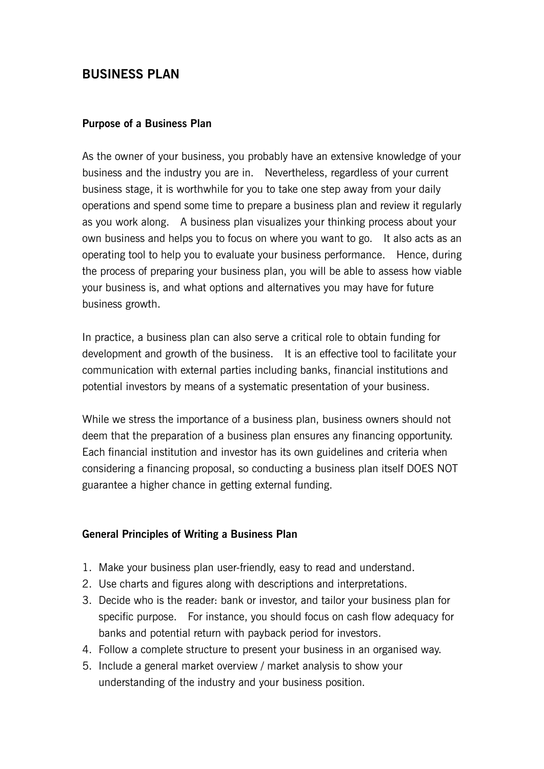# BUSINESS PLAN

### Purpose of a Business Plan

As the owner of your business, you probably have an extensive knowledge of your business and the industry you are in. Nevertheless, regardless of your current business stage, it is worthwhile for you to take one step away from your daily operations and spend some time to prepare a business plan and review it regularly as you work along. A business plan visualizes your thinking process about your own business and helps you to focus on where you want to go. It also acts as an operating tool to help you to evaluate your business performance. Hence, during the process of preparing your business plan, you will be able to assess how viable your business is, and what options and alternatives you may have for future business growth.

In practice, a business plan can also serve a critical role to obtain funding for development and growth of the business. It is an effective tool to facilitate your communication with external parties including banks, financial institutions and potential investors by means of a systematic presentation of your business.

While we stress the importance of a business plan, business owners should not deem that the preparation of a business plan ensures any financing opportunity. Each financial institution and investor has its own guidelines and criteria when considering a financing proposal, so conducting a business plan itself DOES NOT guarantee a higher chance in getting external funding.

### General Principles of Writing a Business Plan

1. Make your business plan user-friendly, easy to read and understand.
2. Use charts and figures along with descriptions and interpretations.
3. Decide who is the reader: bank or investor, and tailor your business plan for specific purpose. For instance, you should focus on cash flow adequacy for banks and potential return with payback period for investors.
4. Follow a complete structure to present your business in an organised way.
5. Include a general market overview / market analysis to show your understanding of the industry and your business position.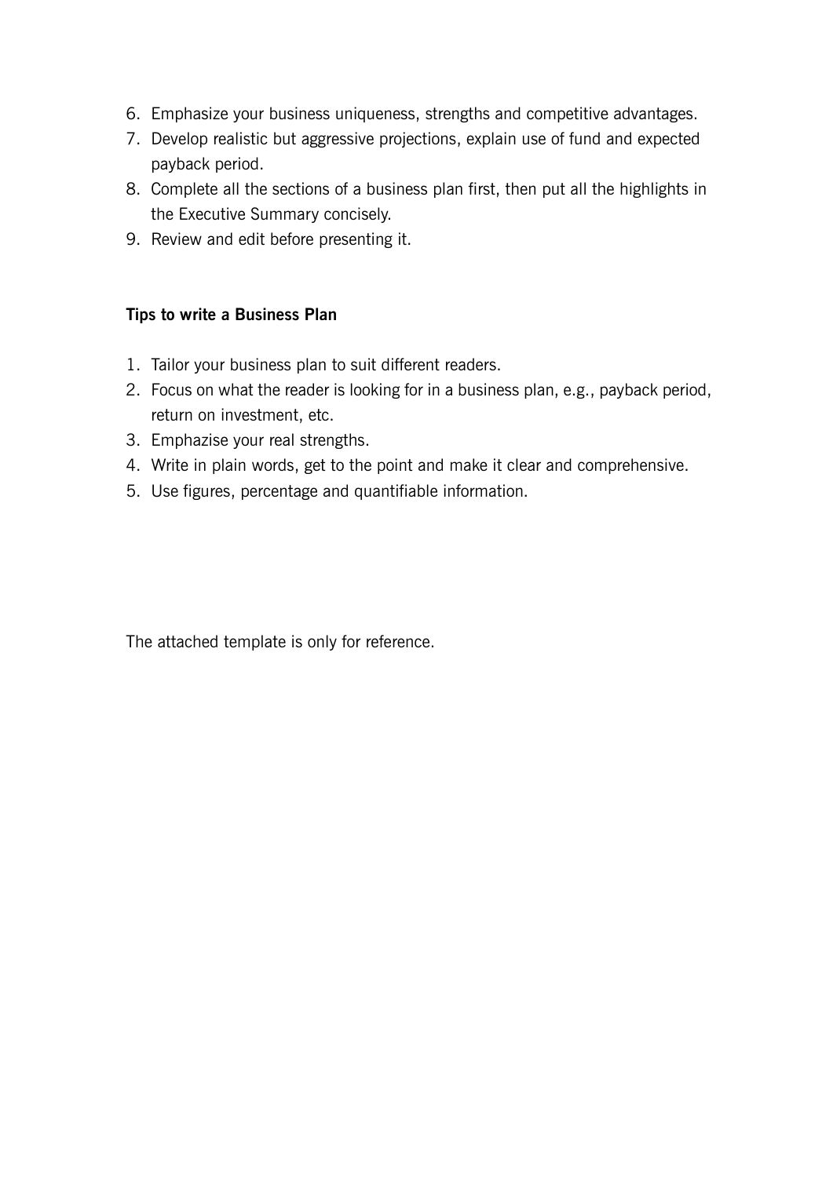6. Emphasize your business uniqueness, strengths and competitive advantages.
7. Develop realistic but aggressive projections, explain use of fund and expected payback period.
8. Complete all the sections of a business plan first, then put all the highlights in the Executive Summary concisely.
9. Review and edit before presenting it.

**Tips to write a Business Plan**

1. Tailor your business plan to suit different readers.
2. Focus on what the reader is looking for in a business plan, e.g., payback period, return on investment, etc.
3. Emphazise your real strengths.
4. Write in plain words, get to the point and make it clear and comprehensive.
5. Use figures, percentage and quantifiable information.

The attached template is only for reference.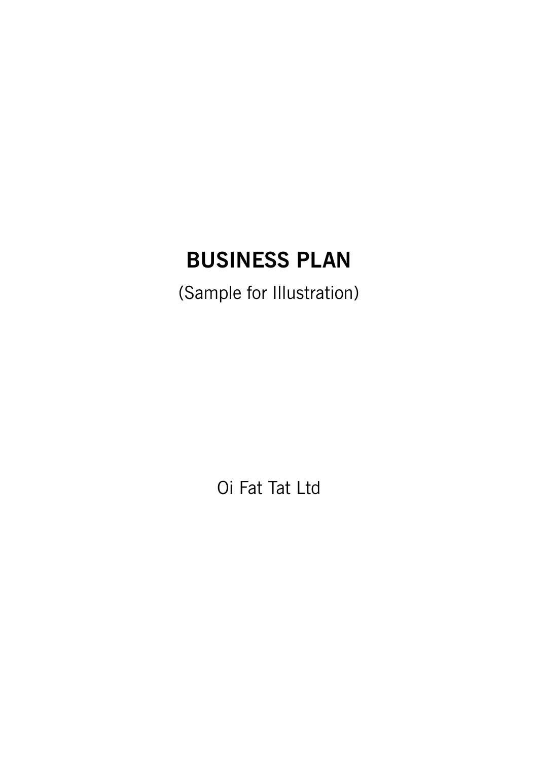# BUSINESS PLAN

(Sample for Illustration)

Oi Fat Tat Ltd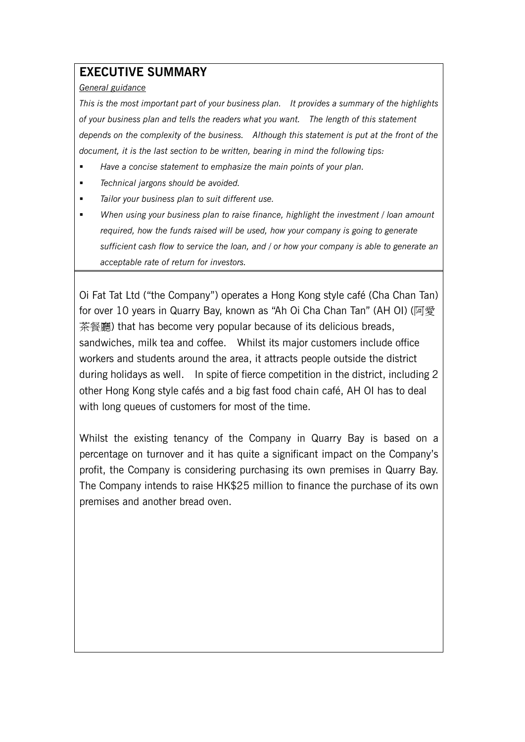## EXECUTIVE SUMMARY

*General guidance*

*This is the most important part of your business plan. It provides a summary of the highlights of your business plan and tells the readers what you want. The length of this statement depends on the complexity of the business. Although this statement is put at the front of the document, it is the last section to be written, bearing in mind the following tips:*

- *Have a concise statement to emphasize the main points of your plan.*
- *Technical jargons should be avoided.*
- *Tailor your business plan to suit different use.*
- *When using your business plan to raise finance, highlight the investment / loan amount required, how the funds raised will be used, how your company is going to generate sufficient cash flow to service the loan, and / or how your company is able to generate an acceptable rate of return for investors.*

Oi Fat Tat Ltd ("the Company") operates a Hong Kong style café (Cha Chan Tan) for over 10 years in Quarry Bay, known as "Ah Oi Cha Chan Tan" (AH OI) (阿愛茶餐廳) that has become very popular because of its delicious breads, sandwiches, milk tea and coffee. Whilst its major customers include office workers and students around the area, it attracts people outside the district during holidays as well. In spite of fierce competition in the district, including 2 other Hong Kong style cafés and a big fast food chain café, AH OI has to deal with long queues of customers for most of the time.

Whilst the existing tenancy of the Company in Quarry Bay is based on a percentage on turnover and it has quite a significant impact on the Company's profit, the Company is considering purchasing its own premises in Quarry Bay. The Company intends to raise HK$25 million to finance the purchase of its own premises and another bread oven.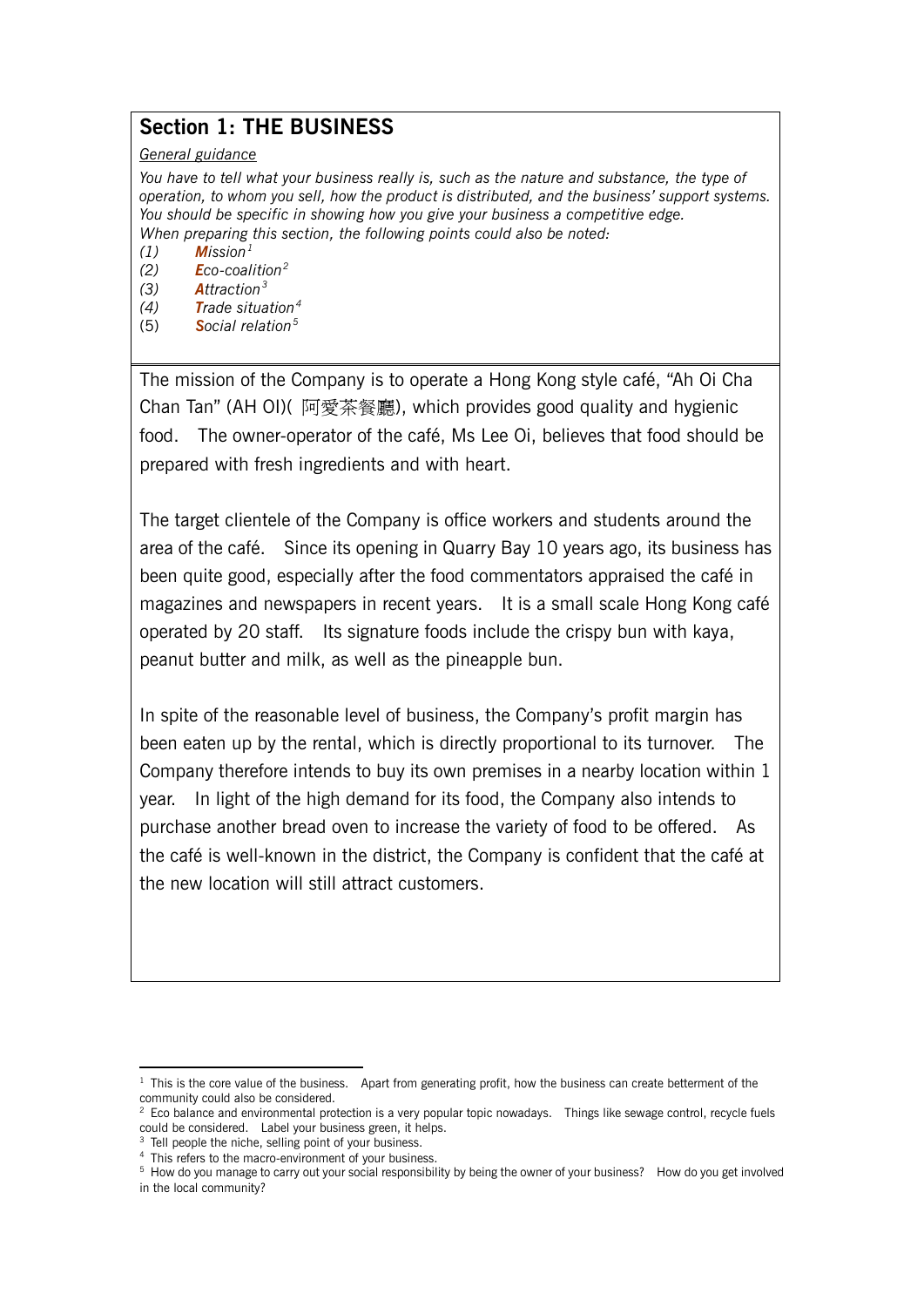## Section 1: THE BUSINESS

*General guidance*

*You have to tell what your business really is, such as the nature and substance, the type of operation, to whom you sell, how the product is distributed, and the business' support systems. You should be specific in showing how you give your business a competitive edge.*
*When preparing this section, the following points could also be noted:*

(1) ***M**ission*[1]
(2) ***E**co-coalition*[2]
(3) ***A**ttraction*[3]
(4) ***T**rade situation*[4]
(5) ***S**ocial relation*[5]

The mission of the Company is to operate a Hong Kong style café, "Ah Oi Cha Chan Tan" (AH OI)( 阿愛茶餐廳), which provides good quality and hygienic food. The owner-operator of the café, Ms Lee Oi, believes that food should be prepared with fresh ingredients and with heart.

The target clientele of the Company is office workers and students around the area of the café. Since its opening in Quarry Bay 10 years ago, its business has been quite good, especially after the food commentators appraised the café in magazines and newspapers in recent years. It is a small scale Hong Kong café operated by 20 staff. Its signature foods include the crispy bun with kaya, peanut butter and milk, as well as the pineapple bun.

In spite of the reasonable level of business, the Company's profit margin has been eaten up by the rental, which is directly proportional to its turnover. The Company therefore intends to buy its own premises in a nearby location within 1 year. In light of the high demand for its food, the Company also intends to purchase another bread oven to increase the variety of food to be offered. As the café is well-known in the district, the Company is confident that the café at the new location will still attract customers.

---

[1] This is the core value of the business. Apart from generating profit, how the business can create betterment of the community could also be considered.
[2] Eco balance and environmental protection is a very popular topic nowadays. Things like sewage control, recycle fuels could be considered. Label your business green, it helps.
[3] Tell people the niche, selling point of your business.
[4] This refers to the macro-environment of your business.
[5] How do you manage to carry out your social responsibility by being the owner of your business? How do you get involved in the local community?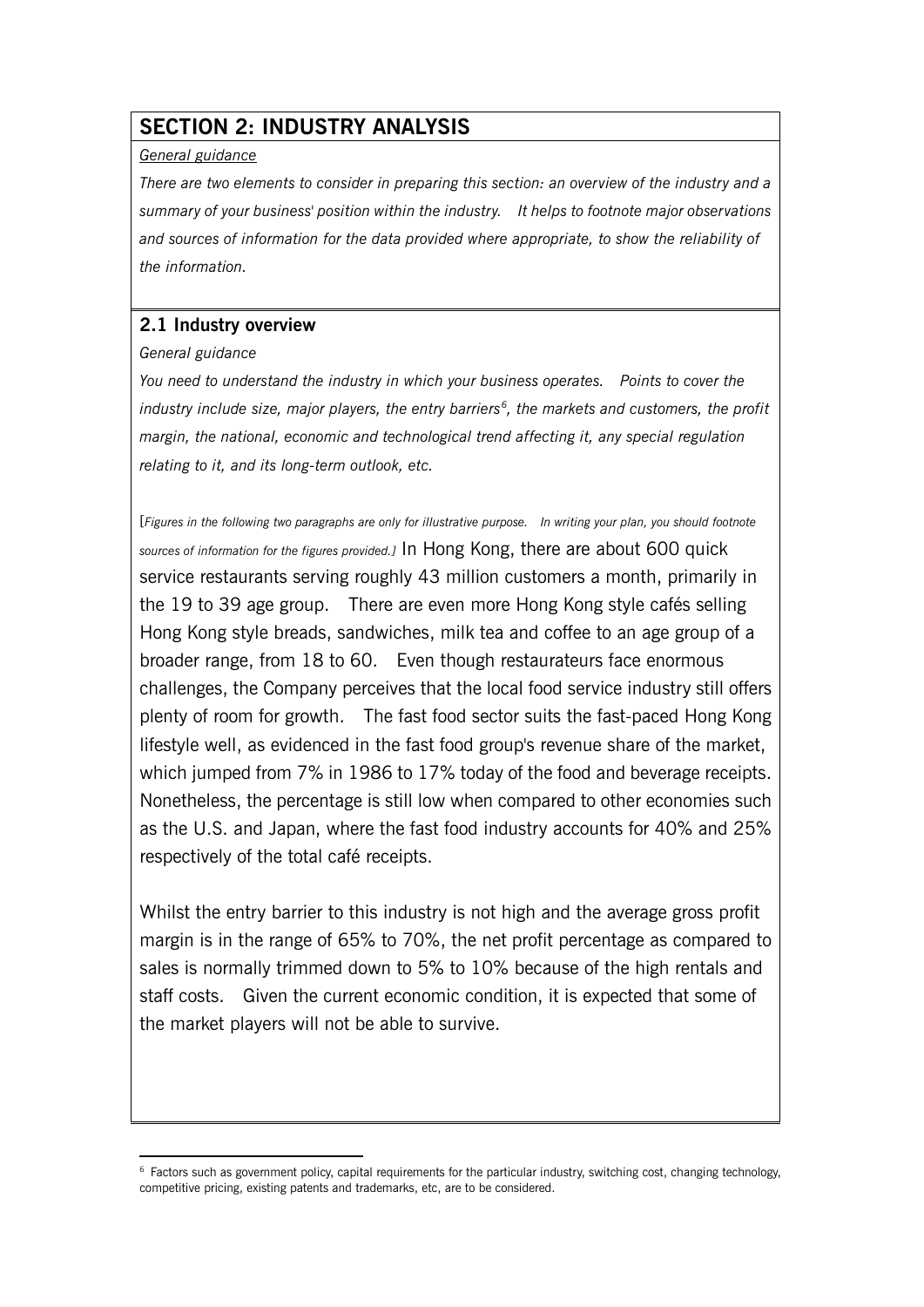## SECTION 2: INDUSTRY ANALYSIS

*General guidance*

*There are two elements to consider in preparing this section: an overview of the industry and a summary of your business' position within the industry. It helps to footnote major observations and sources of information for the data provided where appropriate, to show the reliability of the information.*

### 2.1 Industry overview

*General guidance*

*You need to understand the industry in which your business operates. Points to cover the industry include size, major players, the entry barriers[6], the markets and customers, the profit margin, the national, economic and technological trend affecting it, any special regulation relating to it, and its long-term outlook, etc.*

[*Figures in the following two paragraphs are only for illustrative purpose. In writing your plan, you should footnote sources of information for the figures provided.*] In Hong Kong, there are about 600 quick service restaurants serving roughly 43 million customers a month, primarily in the 19 to 39 age group. There are even more Hong Kong style cafés selling Hong Kong style breads, sandwiches, milk tea and coffee to an age group of a broader range, from 18 to 60. Even though restaurateurs face enormous challenges, the Company perceives that the local food service industry still offers plenty of room for growth. The fast food sector suits the fast-paced Hong Kong lifestyle well, as evidenced in the fast food group's revenue share of the market, which jumped from 7% in 1986 to 17% today of the food and beverage receipts. Nonetheless, the percentage is still low when compared to other economies such as the U.S. and Japan, where the fast food industry accounts for 40% and 25% respectively of the total café receipts.

Whilst the entry barrier to this industry is not high and the average gross profit margin is in the range of 65% to 70%, the net profit percentage as compared to sales is normally trimmed down to 5% to 10% because of the high rentals and staff costs. Given the current economic condition, it is expected that some of the market players will not be able to survive.

---

[6] Factors such as government policy, capital requirements for the particular industry, switching cost, changing technology, competitive pricing, existing patents and trademarks, etc, are to be considered.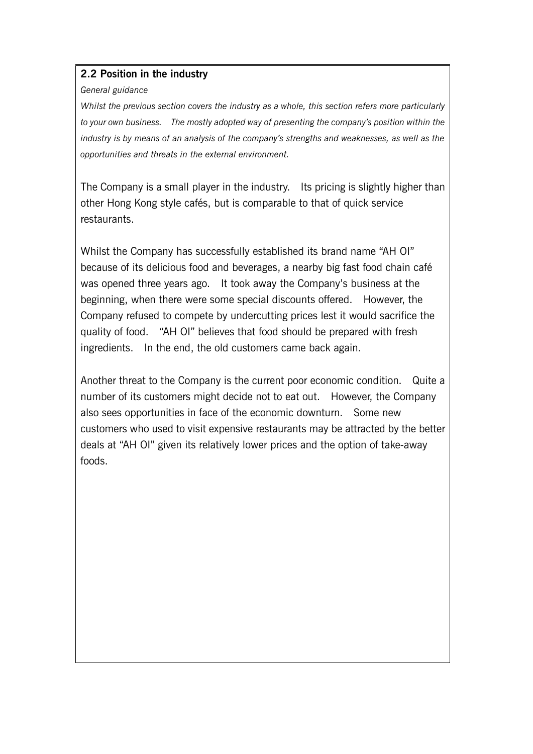## 2.2 Position in the industry

*General guidance*

*Whilst the previous section covers the industry as a whole, this section refers more particularly to your own business. The mostly adopted way of presenting the company's position within the industry is by means of an analysis of the company's strengths and weaknesses, as well as the opportunities and threats in the external environment.*

The Company is a small player in the industry. Its pricing is slightly higher than other Hong Kong style cafés, but is comparable to that of quick service restaurants.

Whilst the Company has successfully established its brand name "AH OI" because of its delicious food and beverages, a nearby big fast food chain café was opened three years ago. It took away the Company's business at the beginning, when there were some special discounts offered. However, the Company refused to compete by undercutting prices lest it would sacrifice the quality of food. "AH OI" believes that food should be prepared with fresh ingredients. In the end, the old customers came back again.

Another threat to the Company is the current poor economic condition. Quite a number of its customers might decide not to eat out. However, the Company also sees opportunities in face of the economic downturn. Some new customers who used to visit expensive restaurants may be attracted by the better deals at "AH OI" given its relatively lower prices and the option of take-away foods.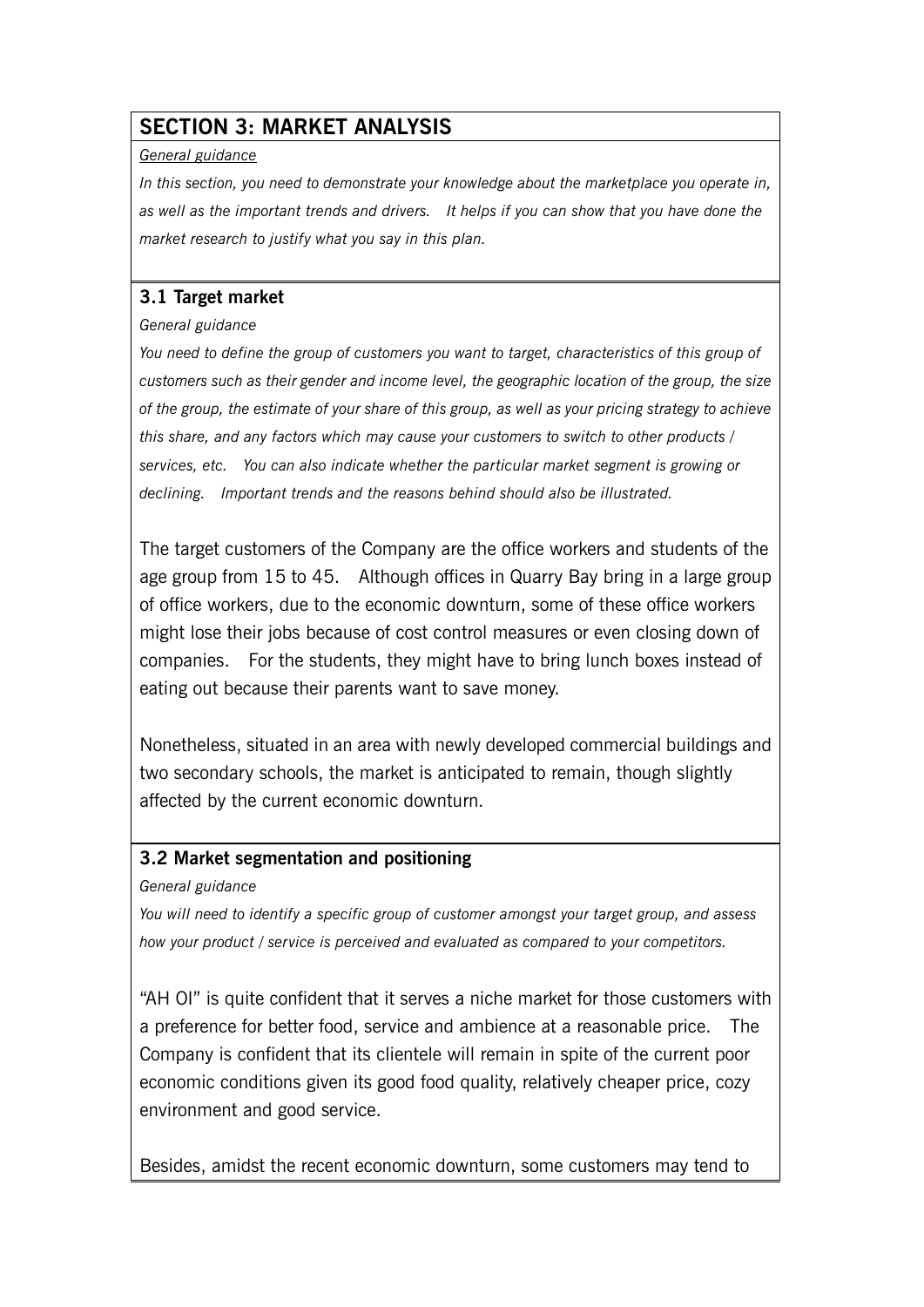## SECTION 3: MARKET ANALYSIS

*General guidance*

*In this section, you need to demonstrate your knowledge about the marketplace you operate in, as well as the important trends and drivers. It helps if you can show that you have done the market research to justify what you say in this plan.*

### 3.1 Target market

*General guidance*

*You need to define the group of customers you want to target, characteristics of this group of customers such as their gender and income level, the geographic location of the group, the size of the group, the estimate of your share of this group, as well as your pricing strategy to achieve this share, and any factors which may cause your customers to switch to other products / services, etc. You can also indicate whether the particular market segment is growing or declining. Important trends and the reasons behind should also be illustrated.*

The target customers of the Company are the office workers and students of the age group from 15 to 45. Although offices in Quarry Bay bring in a large group of office workers, due to the economic downturn, some of these office workers might lose their jobs because of cost control measures or even closing down of companies. For the students, they might have to bring lunch boxes instead of eating out because their parents want to save money.

Nonetheless, situated in an area with newly developed commercial buildings and two secondary schools, the market is anticipated to remain, though slightly affected by the current economic downturn.

### 3.2 Market segmentation and positioning

*General guidance*

*You will need to identify a specific group of customer amongst your target group, and assess how your product / service is perceived and evaluated as compared to your competitors.*

"AH OI" is quite confident that it serves a niche market for those customers with a preference for better food, service and ambience at a reasonable price. The Company is confident that its clientele will remain in spite of the current poor economic conditions given its good food quality, relatively cheaper price, cozy environment and good service.

Besides, amidst the recent economic downturn, some customers may tend to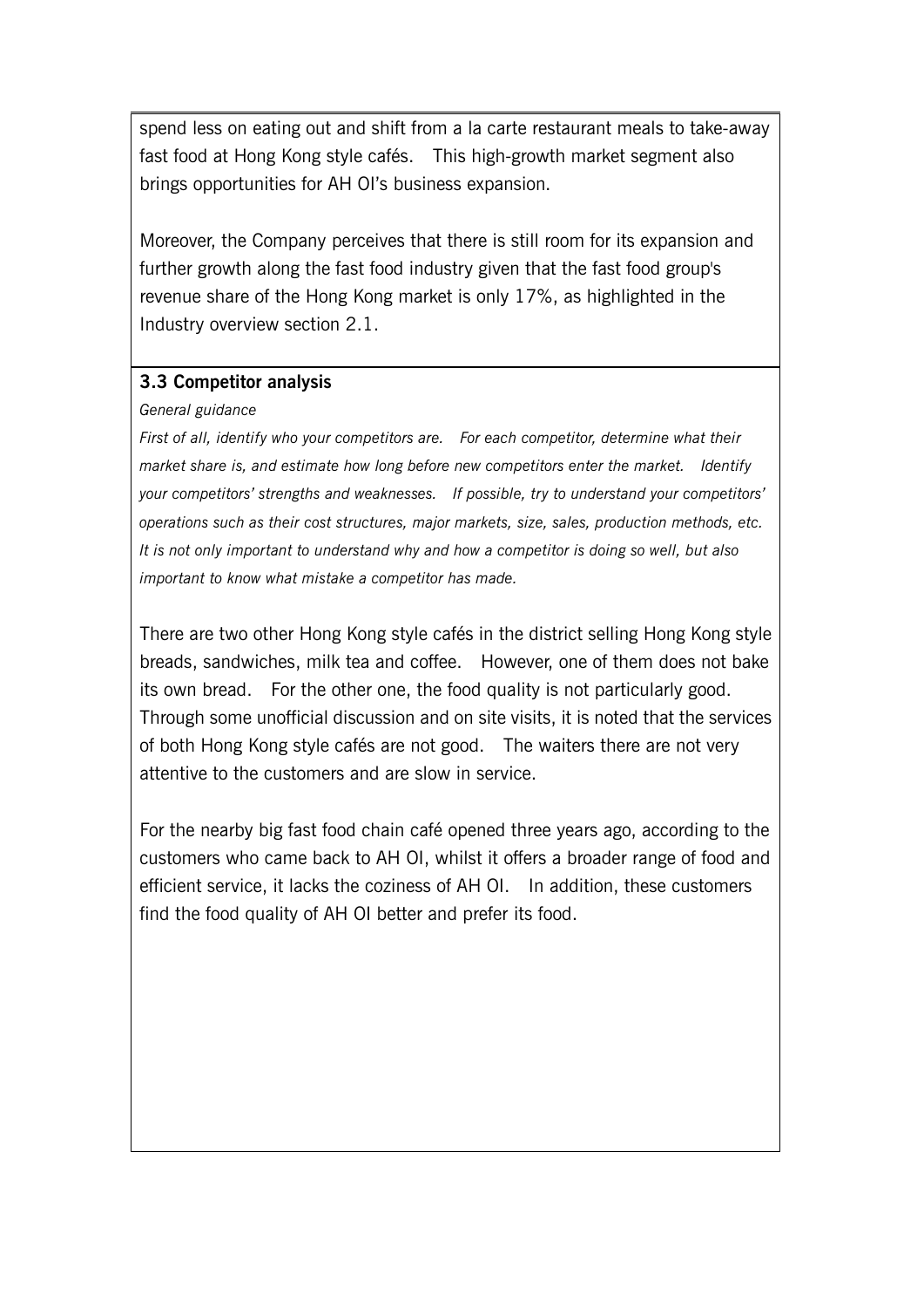spend less on eating out and shift from a la carte restaurant meals to take-away fast food at Hong Kong style cafés. This high-growth market segment also brings opportunities for AH OI's business expansion.

Moreover, the Company perceives that there is still room for its expansion and further growth along the fast food industry given that the fast food group's revenue share of the Hong Kong market is only 17%, as highlighted in the Industry overview section 2.1.

### 3.3 Competitor analysis

*General guidance*

*First of all, identify who your competitors are. For each competitor, determine what their market share is, and estimate how long before new competitors enter the market. Identify your competitors' strengths and weaknesses. If possible, try to understand your competitors' operations such as their cost structures, major markets, size, sales, production methods, etc. It is not only important to understand why and how a competitor is doing so well, but also important to know what mistake a competitor has made.*

There are two other Hong Kong style cafés in the district selling Hong Kong style breads, sandwiches, milk tea and coffee. However, one of them does not bake its own bread. For the other one, the food quality is not particularly good. Through some unofficial discussion and on site visits, it is noted that the services of both Hong Kong style cafés are not good. The waiters there are not very attentive to the customers and are slow in service.

For the nearby big fast food chain café opened three years ago, according to the customers who came back to AH OI, whilst it offers a broader range of food and efficient service, it lacks the coziness of AH OI. In addition, these customers find the food quality of AH OI better and prefer its food.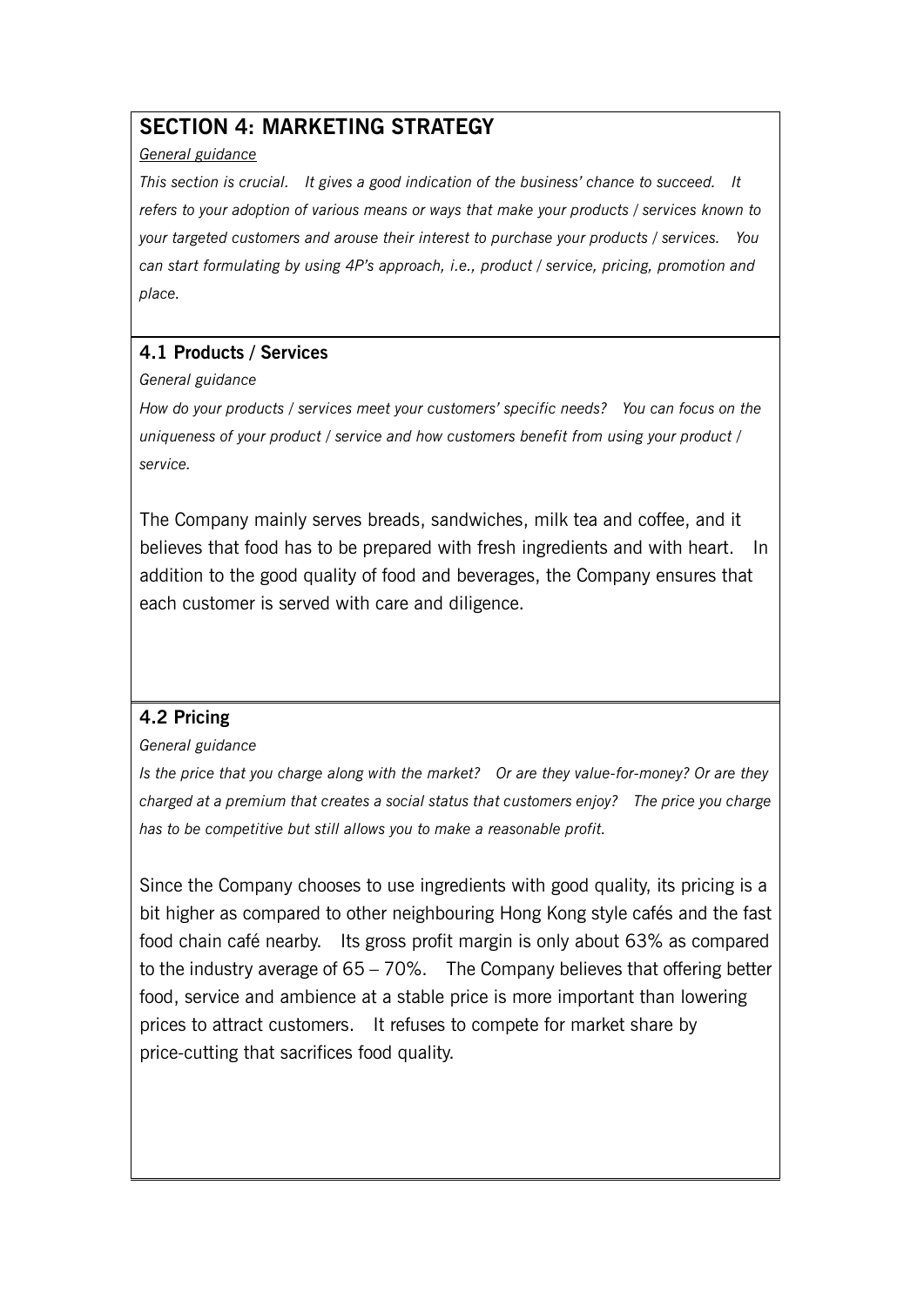## SECTION 4: MARKETING STRATEGY

*General guidance*

*This section is crucial. It gives a good indication of the business' chance to succeed. It refers to your adoption of various means or ways that make your products / services known to your targeted customers and arouse their interest to purchase your products / services. You can start formulating by using 4P's approach, i.e., product / service, pricing, promotion and place.*

### 4.1 Products / Services

*General guidance*

*How do your products / services meet your customers' specific needs? You can focus on the uniqueness of your product / service and how customers benefit from using your product / service.*

The Company mainly serves breads, sandwiches, milk tea and coffee, and it believes that food has to be prepared with fresh ingredients and with heart. In addition to the good quality of food and beverages, the Company ensures that each customer is served with care and diligence.

### 4.2 Pricing

*General guidance*

*Is the price that you charge along with the market? Or are they value-for-money? Or are they charged at a premium that creates a social status that customers enjoy? The price you charge has to be competitive but still allows you to make a reasonable profit.*

Since the Company chooses to use ingredients with good quality, its pricing is a bit higher as compared to other neighbouring Hong Kong style cafés and the fast food chain café nearby. Its gross profit margin is only about 63% as compared to the industry average of 65 – 70%. The Company believes that offering better food, service and ambience at a stable price is more important than lowering prices to attract customers. It refuses to compete for market share by price-cutting that sacrifices food quality.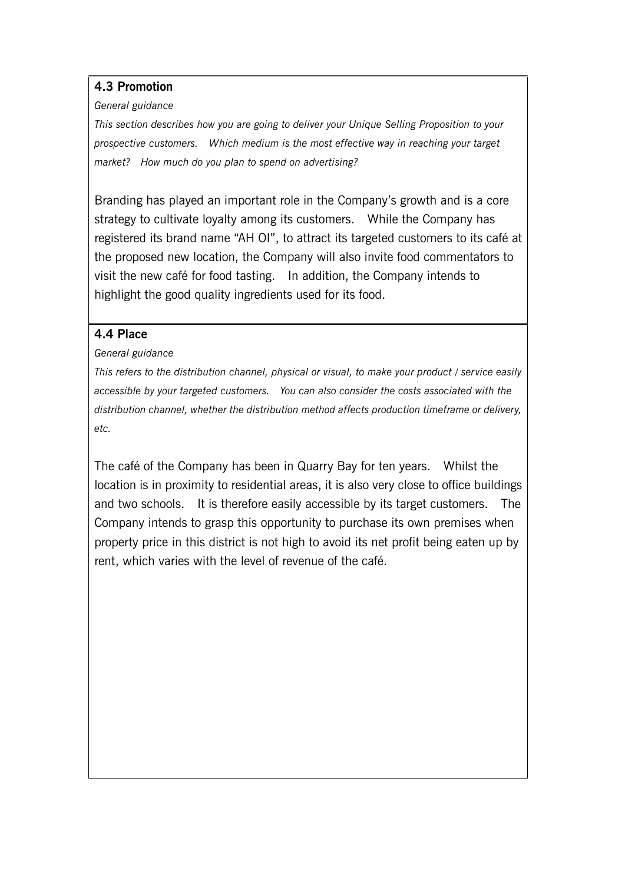### 4.3 Promotion

*General guidance*

*This section describes how you are going to deliver your Unique Selling Proposition to your prospective customers. Which medium is the most effective way in reaching your target market? How much do you plan to spend on advertising?*

Branding has played an important role in the Company's growth and is a core strategy to cultivate loyalty among its customers. While the Company has registered its brand name "AH OI", to attract its targeted customers to its café at the proposed new location, the Company will also invite food commentators to visit the new café for food tasting. In addition, the Company intends to highlight the good quality ingredients used for its food.

### 4.4 Place

*General guidance*

*This refers to the distribution channel, physical or visual, to make your product / service easily accessible by your targeted customers. You can also consider the costs associated with the distribution channel, whether the distribution method affects production timeframe or delivery, etc.*

The café of the Company has been in Quarry Bay for ten years. Whilst the location is in proximity to residential areas, it is also very close to office buildings and two schools. It is therefore easily accessible by its target customers. The Company intends to grasp this opportunity to purchase its own premises when property price in this district is not high to avoid its net profit being eaten up by rent, which varies with the level of revenue of the café.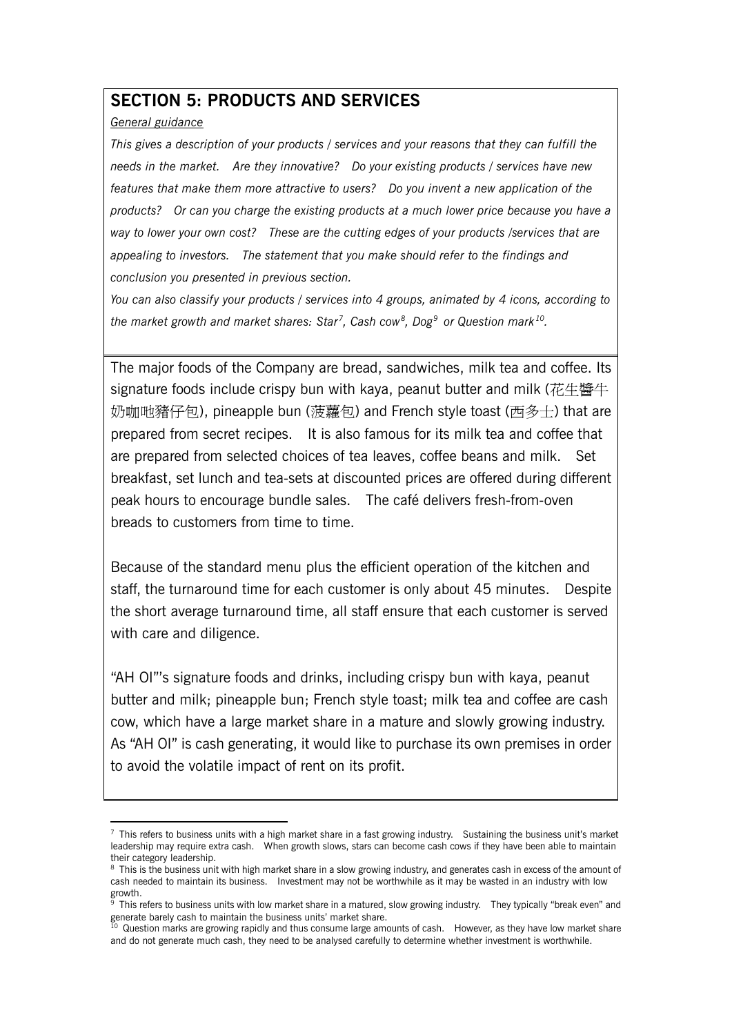## SECTION 5: PRODUCTS AND SERVICES

*General guidance*

*This gives a description of your products / services and your reasons that they can fulfill the needs in the market. Are they innovative? Do your existing products / services have new features that make them more attractive to users? Do you invent a new application of the products? Or can you charge the existing products at a much lower price because you have a way to lower your own cost? These are the cutting edges of your products /services that are appealing to investors. The statement that you make should refer to the findings and conclusion you presented in previous section.*

*You can also classify your products / services into 4 groups, animated by 4 icons, according to the market growth and market shares: Star[7], Cash cow[8], Dog[9] or Question mark[10].*

The major foods of the Company are bread, sandwiches, milk tea and coffee. Its signature foods include crispy bun with kaya, peanut butter and milk (花生醬牛奶咖吔豬仔包), pineapple bun (菠蘿包) and French style toast (西多士) that are prepared from secret recipes. It is also famous for its milk tea and coffee that are prepared from selected choices of tea leaves, coffee beans and milk. Set breakfast, set lunch and tea-sets at discounted prices are offered during different peak hours to encourage bundle sales. The café delivers fresh-from-oven breads to customers from time to time.

Because of the standard menu plus the efficient operation of the kitchen and staff, the turnaround time for each customer is only about 45 minutes. Despite the short average turnaround time, all staff ensure that each customer is served with care and diligence.

"AH OI"'s signature foods and drinks, including crispy bun with kaya, peanut butter and milk; pineapple bun; French style toast; milk tea and coffee are cash cow, which have a large market share in a mature and slowly growing industry. As "AH OI" is cash generating, it would like to purchase its own premises in order to avoid the volatile impact of rent on its profit.

---

[7] This refers to business units with a high market share in a fast growing industry. Sustaining the business unit's market leadership may require extra cash. When growth slows, stars can become cash cows if they have been able to maintain their category leadership.

[8] This is the business unit with high market share in a slow growing industry, and generates cash in excess of the amount of cash needed to maintain its business. Investment may not be worthwhile as it may be wasted in an industry with low growth.

[9] This refers to business units with low market share in a matured, slow growing industry. They typically "break even" and generate barely cash to maintain the business units' market share.

[10] Question marks are growing rapidly and thus consume large amounts of cash. However, as they have low market share and do not generate much cash, they need to be analysed carefully to determine whether investment is worthwhile.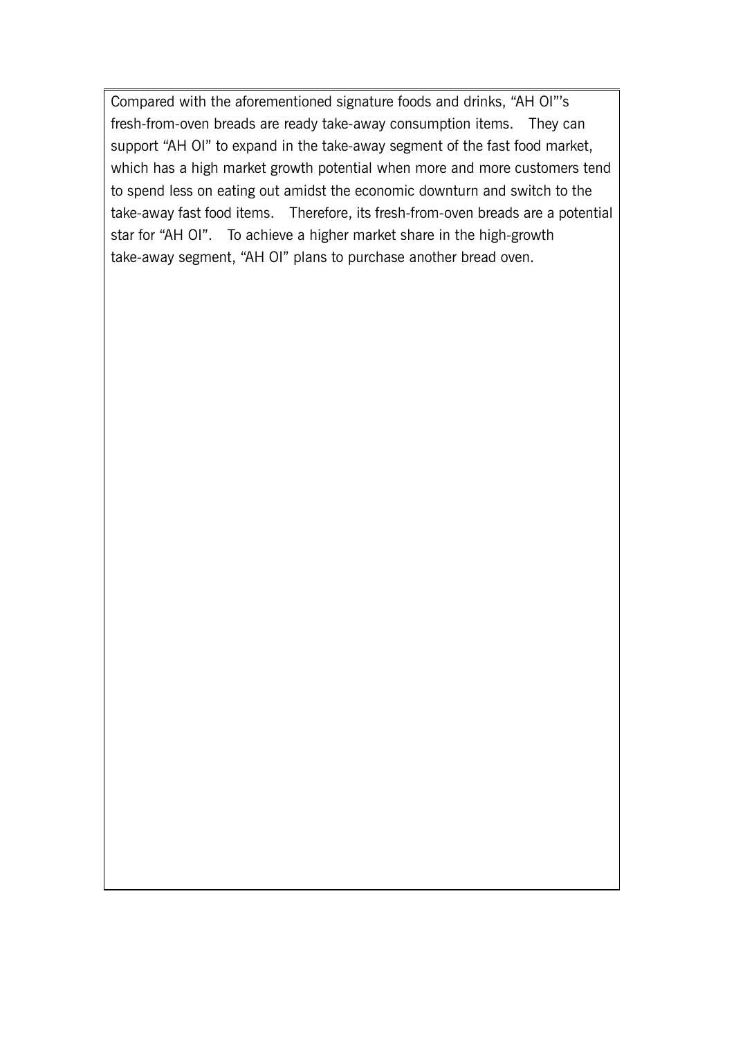Compared with the aforementioned signature foods and drinks, "AH OI"'s fresh-from-oven breads are ready take-away consumption items. They can support "AH OI" to expand in the take-away segment of the fast food market, which has a high market growth potential when more and more customers tend to spend less on eating out amidst the economic downturn and switch to the take-away fast food items. Therefore, its fresh-from-oven breads are a potential star for "AH OI". To achieve a higher market share in the high-growth take-away segment, "AH OI" plans to purchase another bread oven.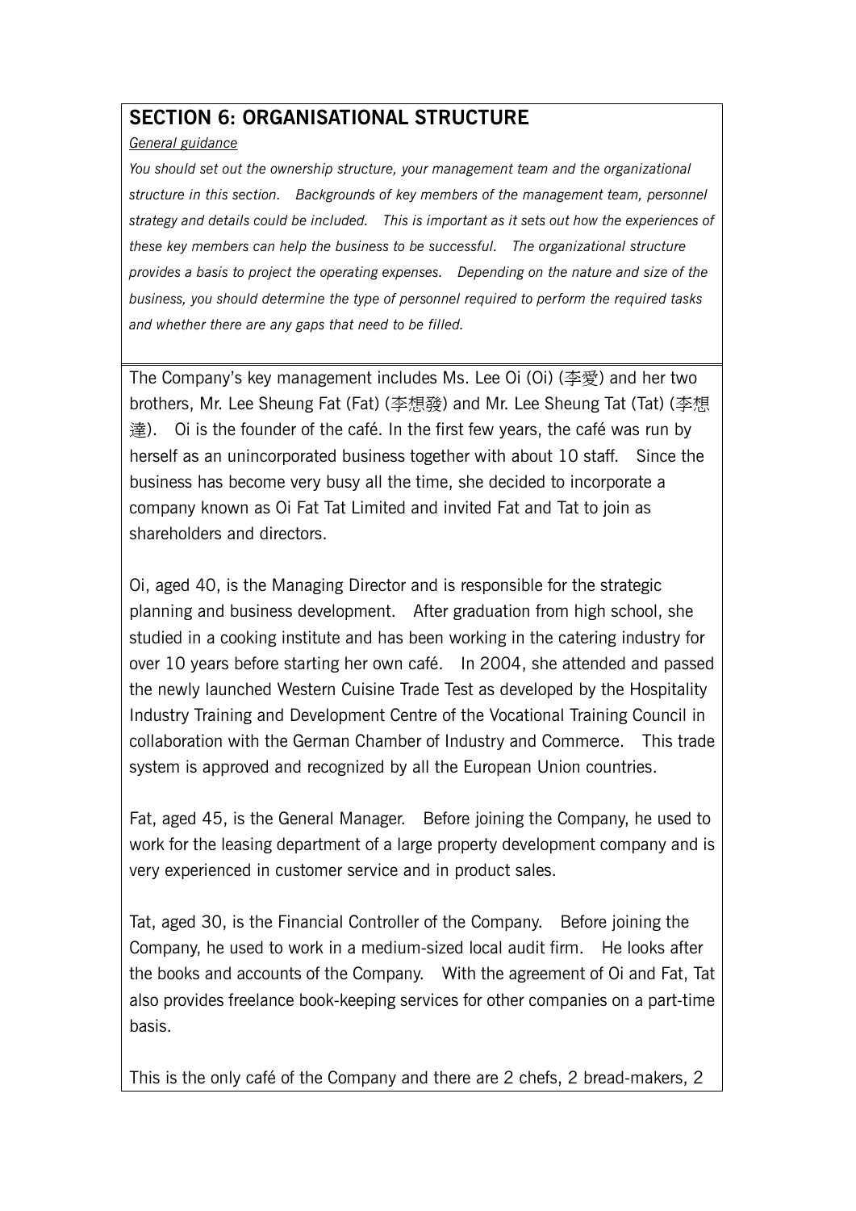## SECTION 6: ORGANISATIONAL STRUCTURE

*General guidance*

*You should set out the ownership structure, your management team and the organizational structure in this section. Backgrounds of key members of the management team, personnel strategy and details could be included. This is important as it sets out how the experiences of these key members can help the business to be successful. The organizational structure provides a basis to project the operating expenses. Depending on the nature and size of the business, you should determine the type of personnel required to perform the required tasks and whether there are any gaps that need to be filled.*

The Company's key management includes Ms. Lee Oi (Oi) (李愛) and her two brothers, Mr. Lee Sheung Fat (Fat) (李想發) and Mr. Lee Sheung Tat (Tat) (李想達). Oi is the founder of the café. In the first few years, the café was run by herself as an unincorporated business together with about 10 staff. Since the business has become very busy all the time, she decided to incorporate a company known as Oi Fat Tat Limited and invited Fat and Tat to join as shareholders and directors.

Oi, aged 40, is the Managing Director and is responsible for the strategic planning and business development. After graduation from high school, she studied in a cooking institute and has been working in the catering industry for over 10 years before starting her own café. In 2004, she attended and passed the newly launched Western Cuisine Trade Test as developed by the Hospitality Industry Training and Development Centre of the Vocational Training Council in collaboration with the German Chamber of Industry and Commerce. This trade system is approved and recognized by all the European Union countries.

Fat, aged 45, is the General Manager. Before joining the Company, he used to work for the leasing department of a large property development company and is very experienced in customer service and in product sales.

Tat, aged 30, is the Financial Controller of the Company. Before joining the Company, he used to work in a medium-sized local audit firm. He looks after the books and accounts of the Company. With the agreement of Oi and Fat, Tat also provides freelance book-keeping services for other companies on a part-time basis.

This is the only café of the Company and there are 2 chefs, 2 bread-makers, 2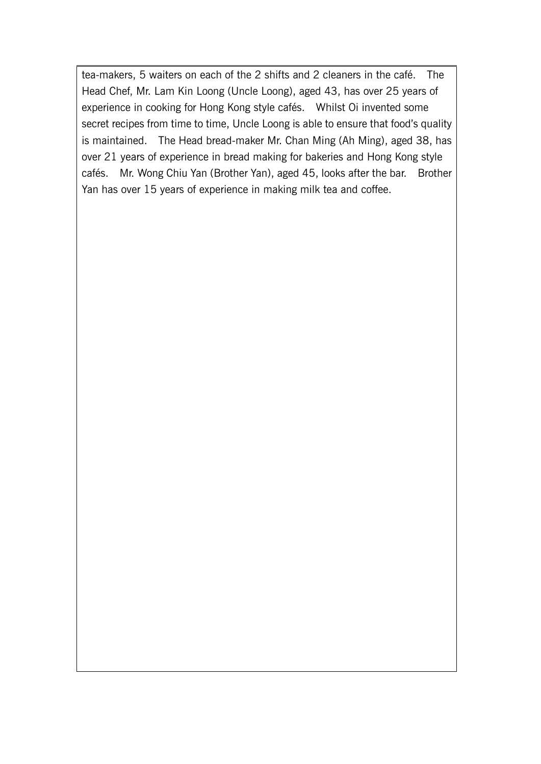tea-makers, 5 waiters on each of the 2 shifts and 2 cleaners in the café. The Head Chef, Mr. Lam Kin Loong (Uncle Loong), aged 43, has over 25 years of experience in cooking for Hong Kong style cafés. Whilst Oi invented some secret recipes from time to time, Uncle Loong is able to ensure that food's quality is maintained. The Head bread-maker Mr. Chan Ming (Ah Ming), aged 38, has over 21 years of experience in bread making for bakeries and Hong Kong style cafés. Mr. Wong Chiu Yan (Brother Yan), aged 45, looks after the bar. Brother Yan has over 15 years of experience in making milk tea and coffee.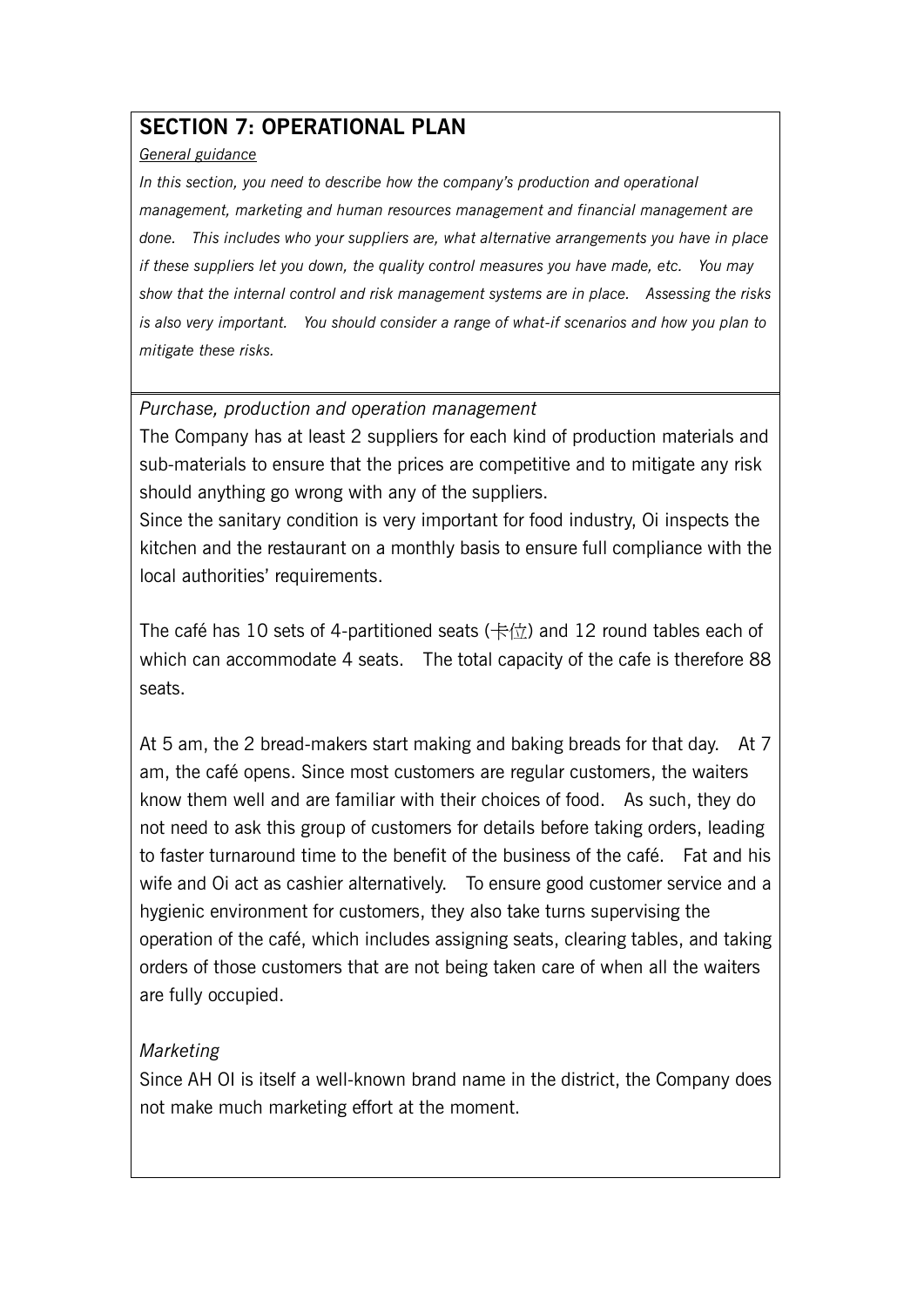## SECTION 7: OPERATIONAL PLAN

*General guidance*

*In this section, you need to describe how the company's production and operational management, marketing and human resources management and financial management are done. This includes who your suppliers are, what alternative arrangements you have in place if these suppliers let you down, the quality control measures you have made, etc. You may show that the internal control and risk management systems are in place. Assessing the risks is also very important. You should consider a range of what-if scenarios and how you plan to mitigate these risks.*

*Purchase, production and operation management*

The Company has at least 2 suppliers for each kind of production materials and sub-materials to ensure that the prices are competitive and to mitigate any risk should anything go wrong with any of the suppliers.

Since the sanitary condition is very important for food industry, Oi inspects the kitchen and the restaurant on a monthly basis to ensure full compliance with the local authorities' requirements.

The café has 10 sets of 4-partitioned seats (卡位) and 12 round tables each of which can accommodate 4 seats. The total capacity of the cafe is therefore 88 seats.

At 5 am, the 2 bread-makers start making and baking breads for that day. At 7 am, the café opens. Since most customers are regular customers, the waiters know them well and are familiar with their choices of food. As such, they do not need to ask this group of customers for details before taking orders, leading to faster turnaround time to the benefit of the business of the café. Fat and his wife and Oi act as cashier alternatively. To ensure good customer service and a hygienic environment for customers, they also take turns supervising the operation of the café, which includes assigning seats, clearing tables, and taking orders of those customers that are not being taken care of when all the waiters are fully occupied.

*Marketing*

Since AH OI is itself a well-known brand name in the district, the Company does not make much marketing effort at the moment.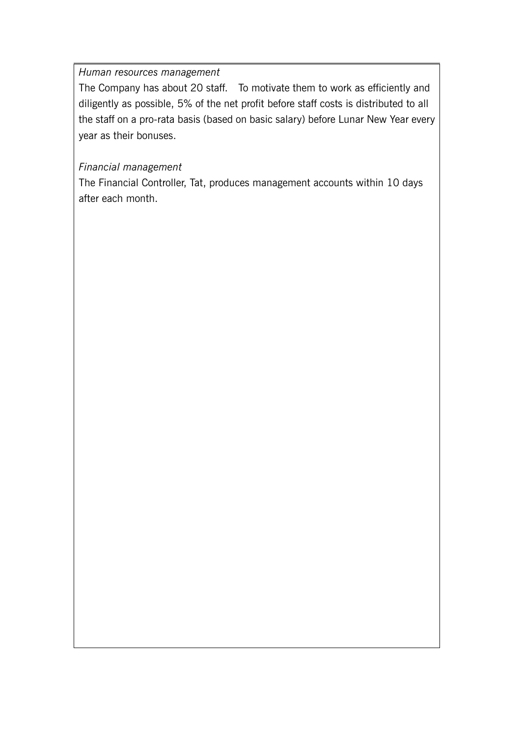*Human resources management*

The Company has about 20 staff. To motivate them to work as efficiently and diligently as possible, 5% of the net profit before staff costs is distributed to all the staff on a pro-rata basis (based on basic salary) before Lunar New Year every year as their bonuses.

*Financial management*

The Financial Controller, Tat, produces management accounts within 10 days after each month.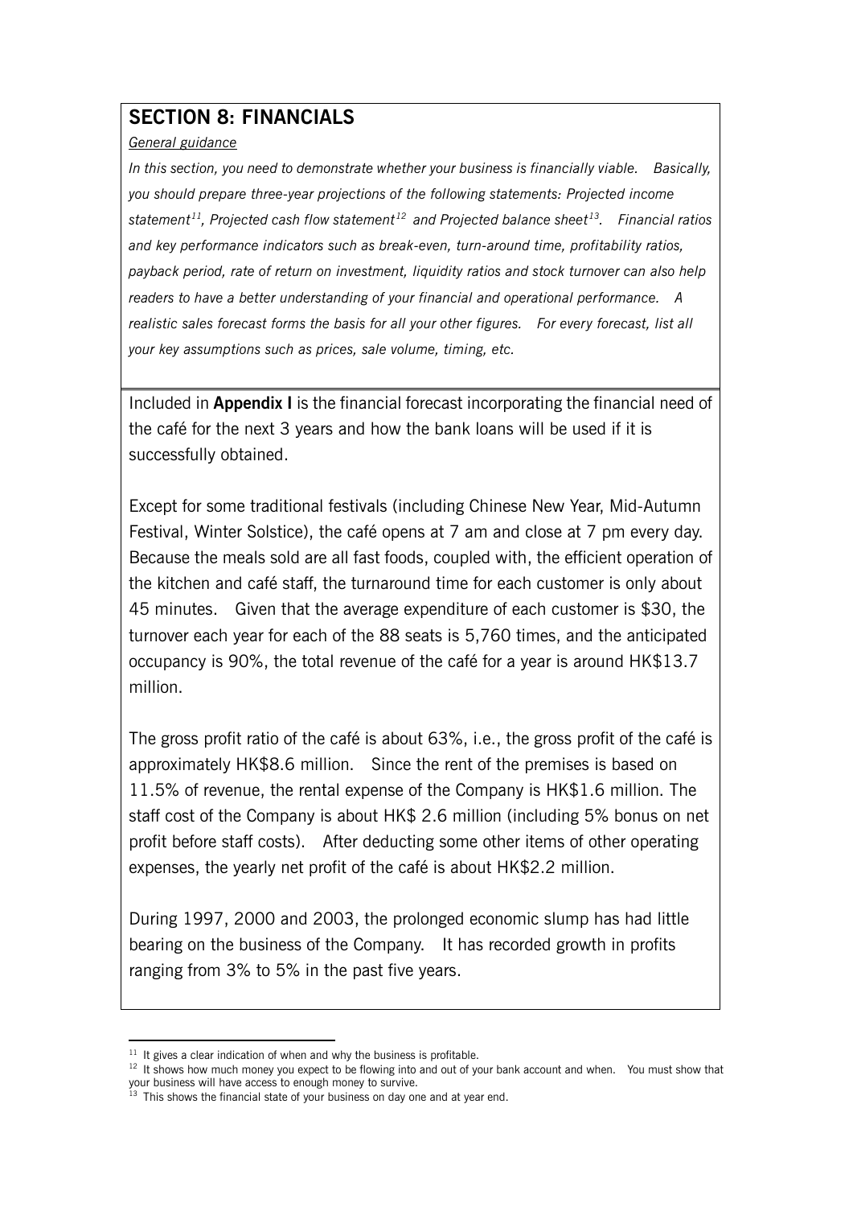## SECTION 8: FINANCIALS

*General guidance*

*In this section, you need to demonstrate whether your business is financially viable. Basically, you should prepare three-year projections of the following statements: Projected income statement[11], Projected cash flow statement[12] and Projected balance sheet[13]. Financial ratios and key performance indicators such as break-even, turn-around time, profitability ratios, payback period, rate of return on investment, liquidity ratios and stock turnover can also help readers to have a better understanding of your financial and operational performance. A realistic sales forecast forms the basis for all your other figures. For every forecast, list all your key assumptions such as prices, sale volume, timing, etc.*

Included in **Appendix I** is the financial forecast incorporating the financial need of the café for the next 3 years and how the bank loans will be used if it is successfully obtained.

Except for some traditional festivals (including Chinese New Year, Mid-Autumn Festival, Winter Solstice), the café opens at 7 am and close at 7 pm every day. Because the meals sold are all fast foods, coupled with, the efficient operation of the kitchen and café staff, the turnaround time for each customer is only about 45 minutes. Given that the average expenditure of each customer is $30, the turnover each year for each of the 88 seats is 5,760 times, and the anticipated occupancy is 90%, the total revenue of the café for a year is around HK$13.7 million.

The gross profit ratio of the café is about 63%, i.e., the gross profit of the café is approximately HK$8.6 million. Since the rent of the premises is based on 11.5% of revenue, the rental expense of the Company is HK$1.6 million. The staff cost of the Company is about HK$ 2.6 million (including 5% bonus on net profit before staff costs). After deducting some other items of other operating expenses, the yearly net profit of the café is about HK$2.2 million.

During 1997, 2000 and 2003, the prolonged economic slump has had little bearing on the business of the Company. It has recorded growth in profits ranging from 3% to 5% in the past five years.

---

[11] It gives a clear indication of when and why the business is profitable.

[12] It shows how much money you expect to be flowing into and out of your bank account and when. You must show that your business will have access to enough money to survive.

[13] This shows the financial state of your business on day one and at year end.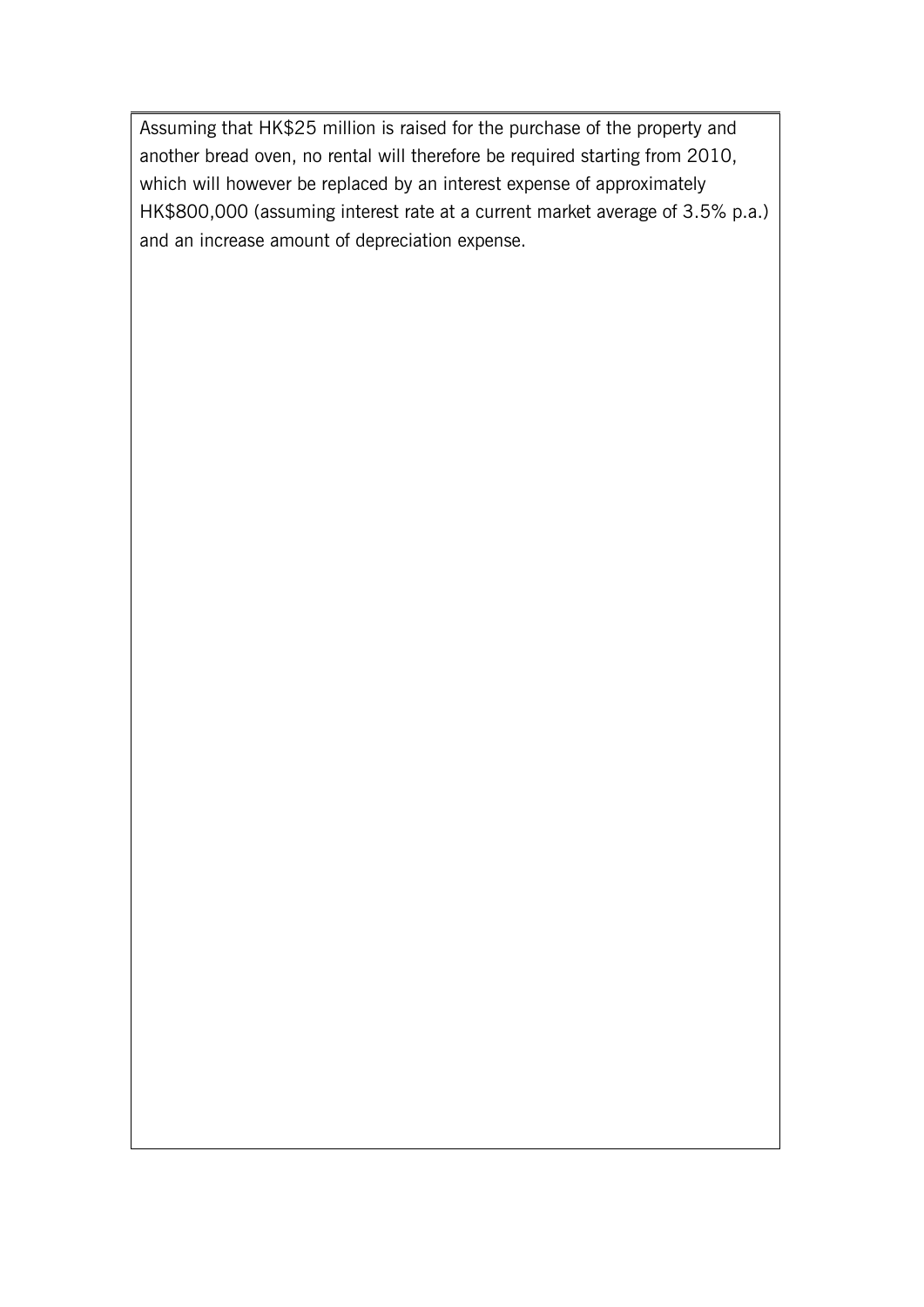Assuming that HK$25 million is raised for the purchase of the property and another bread oven, no rental will therefore be required starting from 2010, which will however be replaced by an interest expense of approximately HK$800,000 (assuming interest rate at a current market average of 3.5% p.a.) and an increase amount of depreciation expense.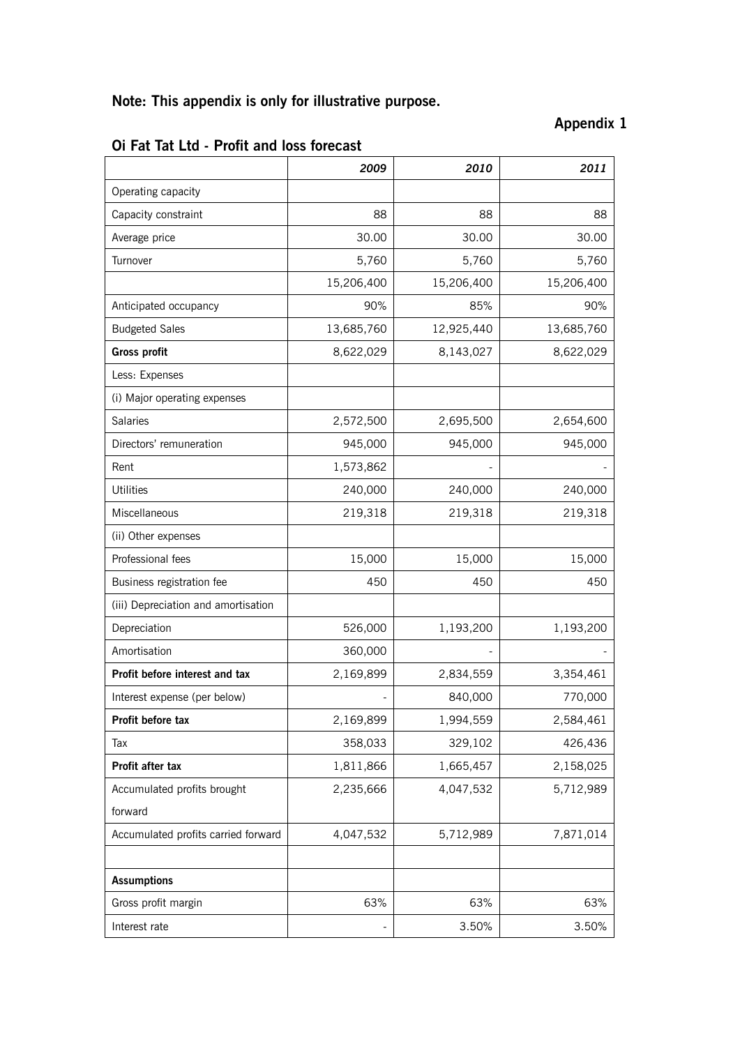**Note: This appendix is only for illustrative purpose.**

**Appendix 1**

**Oi Fat Tat Ltd - Profit and loss forecast**

| | *2009* | *2010* | *2011* |
|---|---|---|---|
| Operating capacity | | | |
| Capacity constraint | 88 | 88 | 88 |
| Average price | 30.00 | 30.00 | 30.00 |
| Turnover | 5,760 | 5,760 | 5,760 |
| | 15,206,400 | 15,206,400 | 15,206,400 |
| Anticipated occupancy | 90% | 85% | 90% |
| Budgeted Sales | 13,685,760 | 12,925,440 | 13,685,760 |
| **Gross profit** | 8,622,029 | 8,143,027 | 8,622,029 |
| Less: Expenses | | | |
| (i) Major operating expenses | | | |
| Salaries | 2,572,500 | 2,695,500 | 2,654,600 |
| Directors' remuneration | 945,000 | 945,000 | 945,000 |
| Rent | 1,573,862 | - | - |
| Utilities | 240,000 | 240,000 | 240,000 |
| Miscellaneous | 219,318 | 219,318 | 219,318 |
| (ii) Other expenses | | | |
| Professional fees | 15,000 | 15,000 | 15,000 |
| Business registration fee | 450 | 450 | 450 |
| (iii) Depreciation and amortisation | | | |
| Depreciation | 526,000 | 1,193,200 | 1,193,200 |
| Amortisation | 360,000 | - | - |
| **Profit before interest and tax** | 2,169,899 | 2,834,559 | 3,354,461 |
| Interest expense (per below) | - | 840,000 | 770,000 |
| **Profit before tax** | 2,169,899 | 1,994,559 | 2,584,461 |
| Tax | 358,033 | 329,102 | 426,436 |
| **Profit after tax** | 1,811,866 | 1,665,457 | 2,158,025 |
| Accumulated profits brought forward | 2,235,666 | 4,047,532 | 5,712,989 |
| Accumulated profits carried forward | 4,047,532 | 5,712,989 | 7,871,014 |
| | | | |
| **Assumptions** | | | |
| Gross profit margin | 63% | 63% | 63% |
| Interest rate | - | 3.50% | 3.50% |